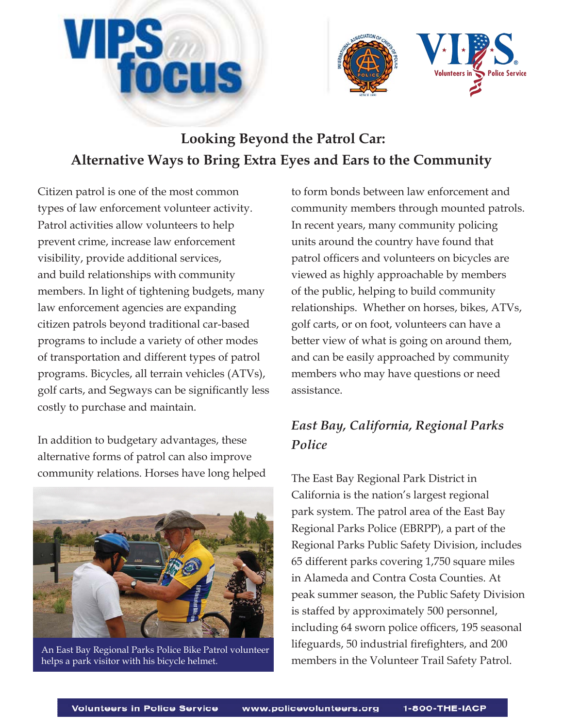# Looking Beyond the Patrol Car: Alternative Ways to Bring Extra Eyes and Ears to the Community

Citizen patrol is one of the most common types of law enforcement volunteer activity. Patrol activities allow volunteers to help prevent crime, increase law enforcement visibility, provide additional services, and build relationships with community members. In light of tightening budgets, many law enforcement agencies are expanding citizen patrols beyond traditional car-based programs to include a variety of other modes of transportation and different types of patrol programs. Bicycles, all terrain vehicles (ATVs), golf carts, and Segways can be significantly less costly to purchase and maintain.

In addition to budgetary advantages, these alternative forms of patrol can also improve community relations. Horses have long helped to form bonds between law enforcement and community members through mounted patrols. In recent years, many community policing units around the country have found that patrol officers and volunteers on bicycles are viewed as highly approachable by members of the public, helping to build community relationships. Whether on horses, bikes, ATVs, golf carts, or on foot, volunteers can have a better view of what is going on around them, and can be easily approached by community members who may have questions or need assistance.

An East Bay Regional Parks Police Bike Patrol volunteer helps a park visitor with his bicycle helmet.

## *East Bay, California, Regional Parks Police*

The East Bay Regional Park District in California is the nation's largest regional park system. The patrol area of the East Bay Regional Parks Police (EBRPP), a part of the Regional Parks Public Safety Division, includes 65 different parks covering 1,750 square miles in Alameda and Contra Costa Counties. At peak summer season, the Public Safety Division is staffed by approximately 500 personnel, including 64 sworn police officers, 195 seasonal lifeguards, 50 industrial firefighters, and 200 members in the Volunteer Trail Safety Patrol.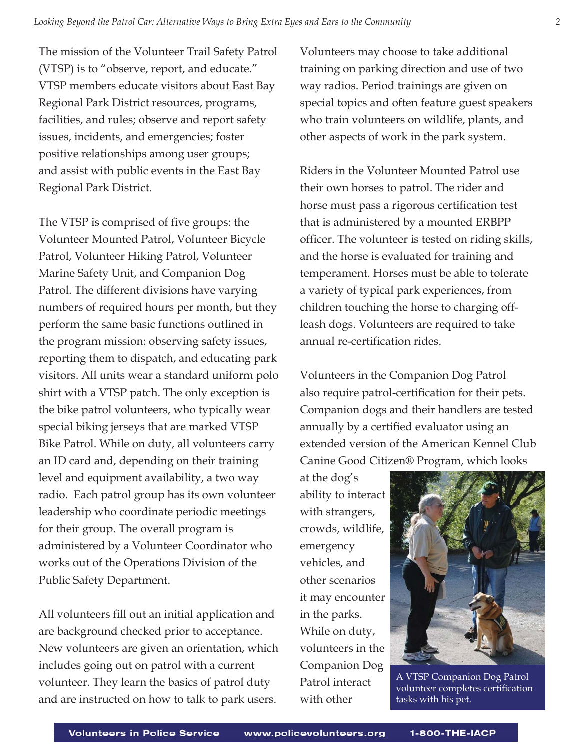The mission of the Volunteer Trail Safety Patrol (VTSP) is to "observe, report, and educate." VTSP members educate visitors about East Bay Regional Park District resources, programs, facilities, and rules; observe and report safety issues, incidents, and emergencies; foster positive relationships among user groups; and assist with public events in the East Bay Regional Park District.

The VTSP is comprised of five groups: the Volunteer Mounted Patrol, Volunteer Bicycle Patrol, Volunteer Hiking Patrol, Volunteer Marine Safety Unit, and Companion Dog Patrol. The different divisions have varying numbers of required hours per month, but they perform the same basic functions outlined in the program mission: observing safety issues, reporting them to dispatch, and educating park visitors. All units wear a standard uniform polo shirt with a VTSP patch. The only exception is the bike patrol volunteers, who typically wear special biking jerseys that are marked VTSP Bike Patrol. While on duty, all volunteers carry an ID card and, depending on their training level and equipment availability, a two way radio. Each patrol group has its own volunteer leadership who coordinate periodic meetings for their group. The overall program is administered by a Volunteer Coordinator who works out of the Operations Division of the Public Safety Department.

All volunteers fill out an initial application and are background checked prior to acceptance. New volunteers are given an orientation, which includes going out on patrol with a current volunteer. They learn the basics of patrol duty and are instructed on how to talk to park users. Volunteers may choose to take additional training on parking direction and use of two way radios. Period trainings are given on special topics and often feature guest speakers who train volunteers on wildlife, plants, and other aspects of work in the park system.

Riders in the Volunteer Mounted Patrol use their own horses to patrol. The rider and horse must pass a rigorous certification test that is administered by a mounted ERBPP officer. The volunteer is tested on riding skills, and the horse is evaluated for training and temperament. Horses must be able to tolerate a variety of typical park experiences, from children touching the horse to charging off-leash dogs. Volunteers are required to take annual re-certification rides.

Volunteers in the Companion Dog Patrol also require patrol-certification for their pets. Companion dogs and their handlers are tested annually by a certified evaluator using an extended version of the American Kennel Club Canine Good Citizen® Program, which looks at the dog's ability to interact with strangers, crowds, wildlife, emergency vehicles, and other scenarios it may encounter in the parks. While on duty, volunteers in the Companion Dog Patrol interact with other

A VTSP Companion Dog Patrol volunteer completes certification tasks with his pet.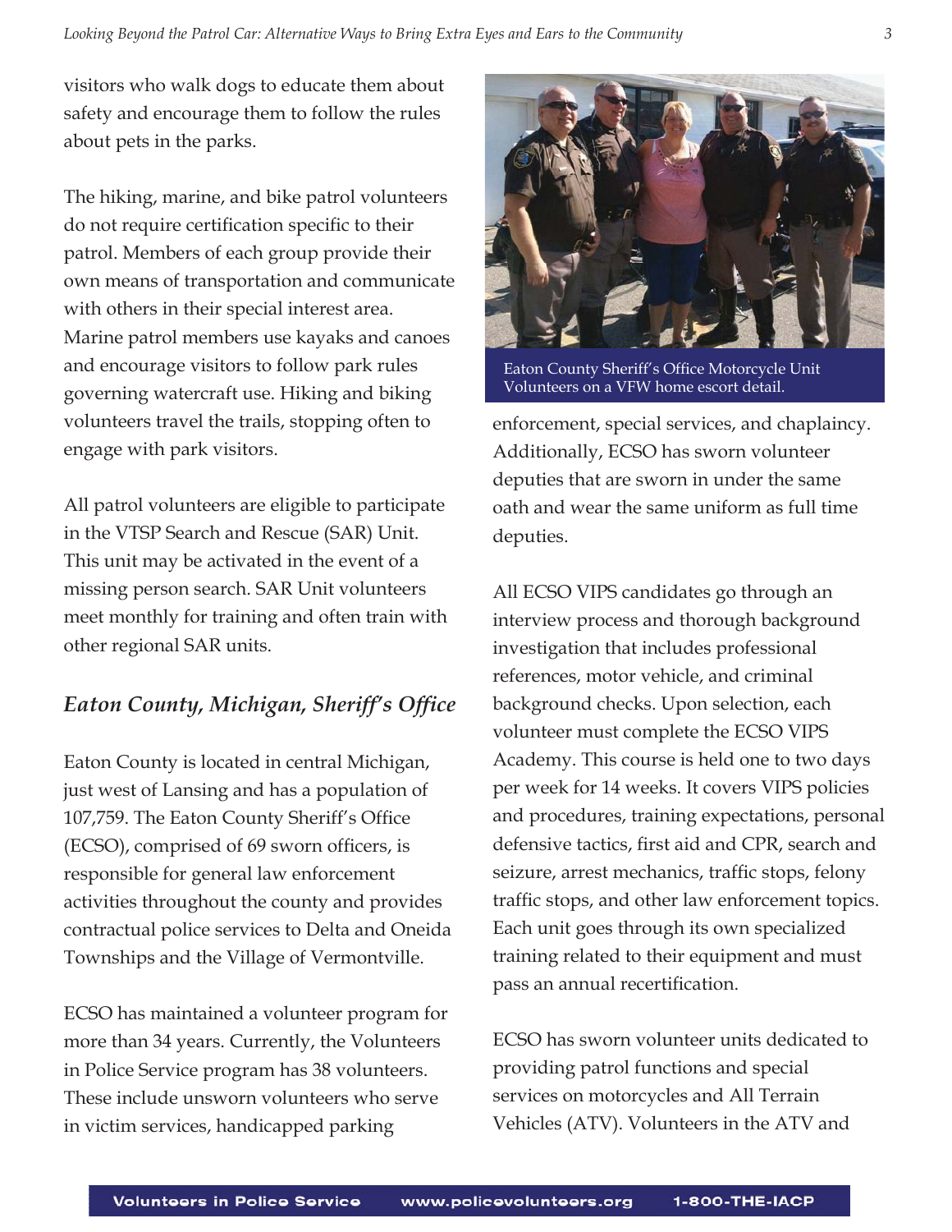visitors who walk dogs to educate them about safety and encourage them to follow the rules about pets in the parks.

The hiking, marine, and bike patrol volunteers do not require certification specific to their patrol. Members of each group provide their own means of transportation and communicate with others in their special interest area. Marine patrol members use kayaks and canoes and encourage visitors to follow park rules governing watercraft use. Hiking and biking volunteers travel the trails, stopping often to engage with park visitors.

All patrol volunteers are eligible to participate in the VTSP Search and Rescue (SAR) Unit. This unit may be activated in the event of a missing person search. SAR Unit volunteers meet monthly for training and often train with other regional SAR units.

## *Eaton County, Michigan, Sheriff's Office*

Eaton County is located in central Michigan, just west of Lansing and has a population of 107,759. The Eaton County Sheriff's Office (ECSO), comprised of 69 sworn officers, is responsible for general law enforcement activities throughout the county and provides contractual police services to Delta and Oneida Townships and the Village of Vermontville.

ECSO has maintained a volunteer program for more than 34 years. Currently, the Volunteers in Police Service program has 38 volunteers. These include unsworn volunteers who serve in victim services, handicapped parking enforcement, special services, and chaplaincy. Additionally, ECSO has sworn volunteer deputies that are sworn in under the same oath and wear the same uniform as full time deputies.

Eaton County Sheriff's Office Motorcycle Unit Volunteers on a VFW home escort detail.

All ECSO VIPS candidates go through an interview process and thorough background investigation that includes professional references, motor vehicle, and criminal background checks. Upon selection, each volunteer must complete the ECSO VIPS Academy. This course is held one to two days per week for 14 weeks. It covers VIPS policies and procedures, training expectations, personal defensive tactics, first aid and CPR, search and seizure, arrest mechanics, traffic stops, felony traffic stops, and other law enforcement topics. Each unit goes through its own specialized training related to their equipment and must pass an annual recertification.

ECSO has sworn volunteer units dedicated to providing patrol functions and special services on motorcycles and All Terrain Vehicles (ATV). Volunteers in the ATV and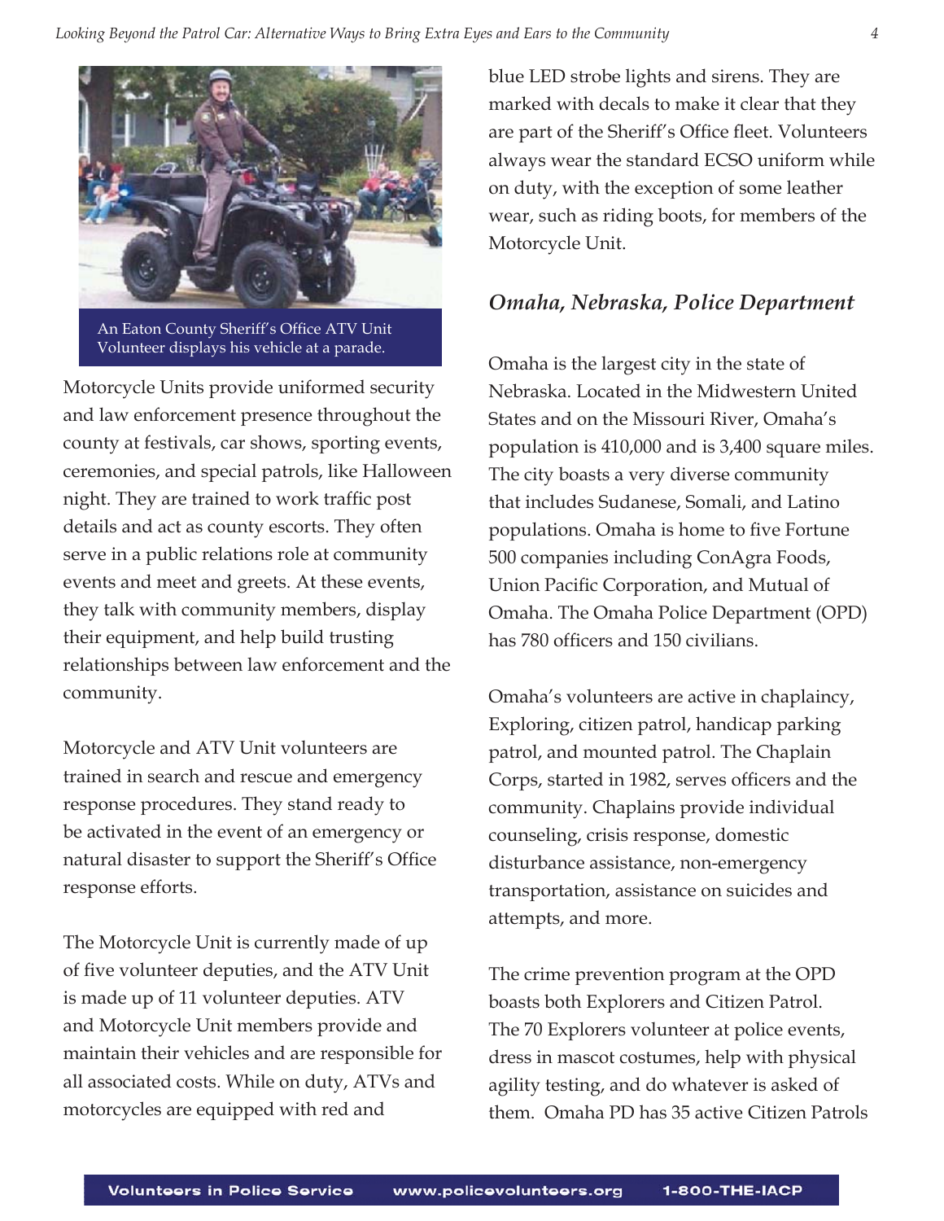An Eaton County Sheriff's Office ATV Unit Volunteer displays his vehicle at a parade.

Motorcycle Units provide uniformed security and law enforcement presence throughout the county at festivals, car shows, sporting events, ceremonies, and special patrols, like Halloween night. They are trained to work traffic post details and act as county escorts. They often serve in a public relations role at community events and meet and greets. At these events, they talk with community members, display their equipment, and help build trusting relationships between law enforcement and the community.

Motorcycle and ATV Unit volunteers are trained in search and rescue and emergency response procedures. They stand ready to be activated in the event of an emergency or natural disaster to support the Sheriff's Office response efforts.

The Motorcycle Unit is currently made of up of five volunteer deputies, and the ATV Unit is made up of 11 volunteer deputies. ATV and Motorcycle Unit members provide and maintain their vehicles and are responsible for all associated costs. While on duty, ATVs and motorcycles are equipped with red and blue LED strobe lights and sirens. They are marked with decals to make it clear that they are part of the Sheriff's Office fleet. Volunteers always wear the standard ECSO uniform while on duty, with the exception of some leather wear, such as riding boots, for members of the Motorcycle Unit.

### *Omaha, Nebraska, Police Department*

Omaha is the largest city in the state of Nebraska. Located in the Midwestern United States and on the Missouri River, Omaha's population is 410,000 and is 3,400 square miles. The city boasts a very diverse community that includes Sudanese, Somali, and Latino populations. Omaha is home to five Fortune 500 companies including ConAgra Foods, Union Pacific Corporation, and Mutual of Omaha. The Omaha Police Department (OPD) has 780 officers and 150 civilians.

Omaha's volunteers are active in chaplaincy, Exploring, citizen patrol, handicap parking patrol, and mounted patrol. The Chaplain Corps, started in 1982, serves officers and the community. Chaplains provide individual counseling, crisis response, domestic disturbance assistance, non-emergency transportation, assistance on suicides and attempts, and more.

The crime prevention program at the OPD boasts both Explorers and Citizen Patrol. The 70 Explorers volunteer at police events, dress in mascot costumes, help with physical agility testing, and do whatever is asked of them. Omaha PD has 35 active Citizen Patrols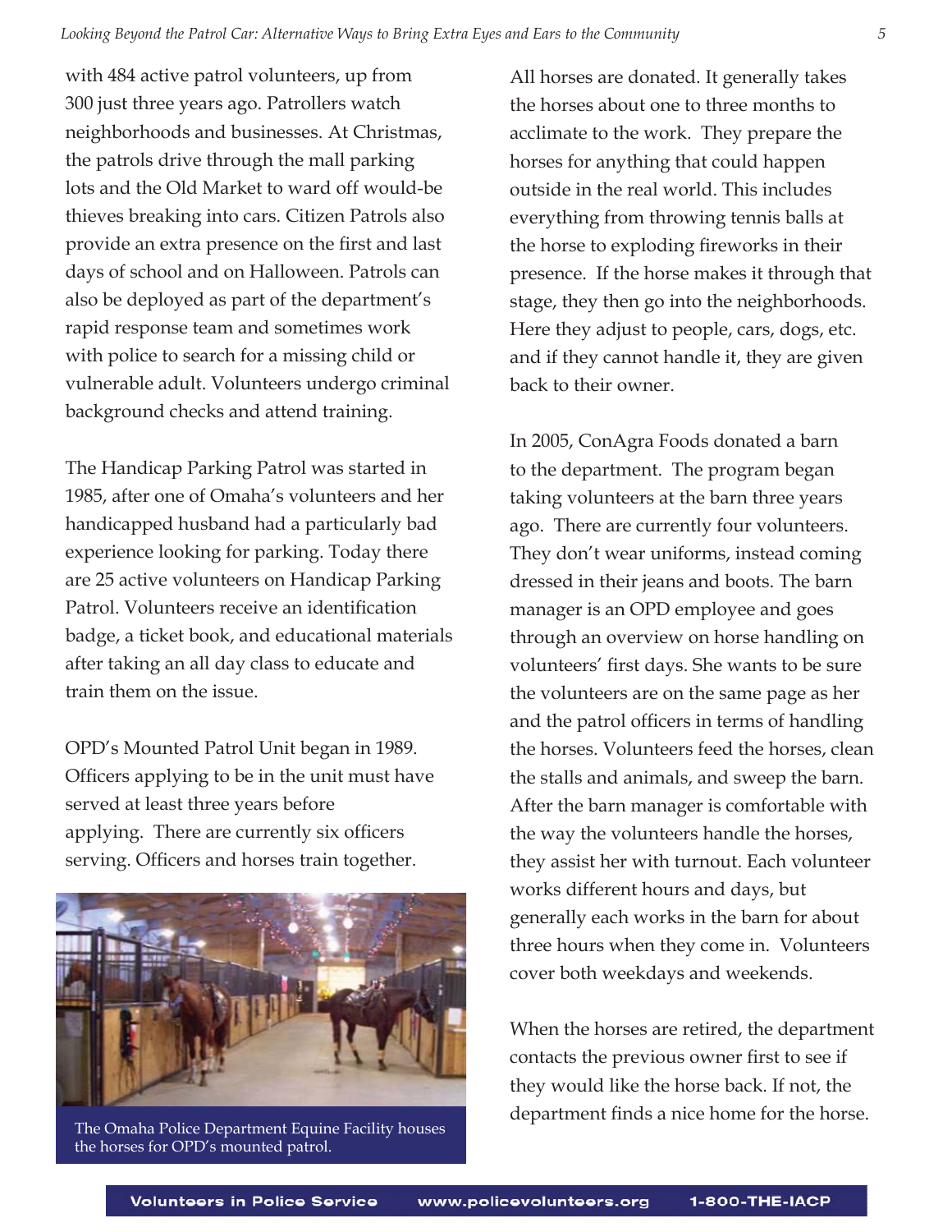with 484 active patrol volunteers, up from 300 just three years ago. Patrollers watch neighborhoods and businesses. At Christmas, the patrols drive through the mall parking lots and the Old Market to ward off would-be thieves breaking into cars. Citizen Patrols also provide an extra presence on the first and last days of school and on Halloween. Patrols can also be deployed as part of the department's rapid response team and sometimes work with police to search for a missing child or vulnerable adult. Volunteers undergo criminal background checks and attend training.

The Handicap Parking Patrol was started in 1985, after one of Omaha's volunteers and her handicapped husband had a particularly bad experience looking for parking. Today there are 25 active volunteers on Handicap Parking Patrol. Volunteers receive an identification badge, a ticket book, and educational materials after taking an all day class to educate and train them on the issue.

OPD's Mounted Patrol Unit began in 1989. Officers applying to be in the unit must have served at least three years before applying. There are currently six officers serving. Officers and horses train together.

The Omaha Police Department Equine Facility houses the horses for OPD's mounted patrol.

All horses are donated. It generally takes the horses about one to three months to acclimate to the work. They prepare the horses for anything that could happen outside in the real world. This includes everything from throwing tennis balls at the horse to exploding fireworks in their presence. If the horse makes it through that stage, they then go into the neighborhoods. Here they adjust to people, cars, dogs, etc. and if they cannot handle it, they are given back to their owner.

In 2005, ConAgra Foods donated a barn to the department. The program began taking volunteers at the barn three years ago. There are currently four volunteers. They don't wear uniforms, instead coming dressed in their jeans and boots. The barn manager is an OPD employee and goes through an overview on horse handling on volunteers' first days. She wants to be sure the volunteers are on the same page as her and the patrol officers in terms of handling the horses. Volunteers feed the horses, clean the stalls and animals, and sweep the barn. After the barn manager is comfortable with the way the volunteers handle the horses, they assist her with turnout. Each volunteer works different hours and days, but generally each works in the barn for about three hours when they come in. Volunteers cover both weekdays and weekends.

When the horses are retired, the department contacts the previous owner first to see if they would like the horse back. If not, the department finds a nice home for the horse.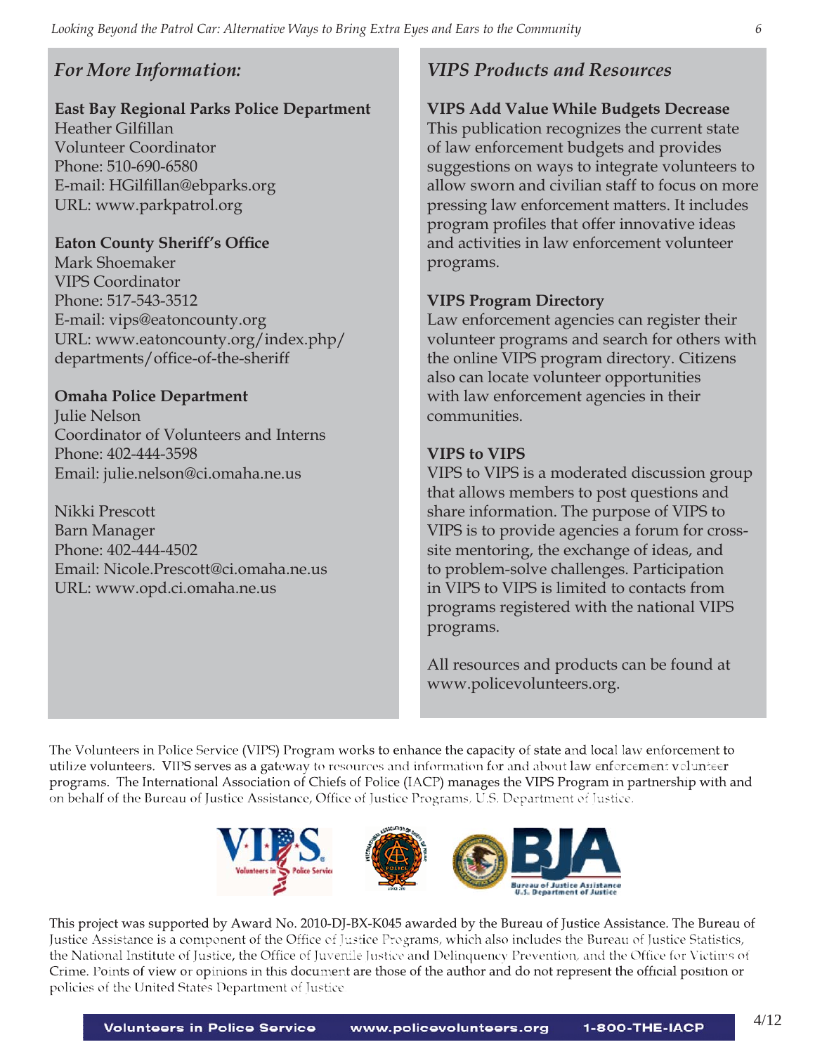## *For More Information:*

**East Bay Regional Parks Police Department**
Heather Gilfillan
Volunteer Coordinator
Phone: 510-690-6580
E-mail: HGilfillan@ebparks.org
URL: www.parkpatrol.org

**Eaton County Sheriff's Office**
Mark Shoemaker
VIPS Coordinator
Phone: 517-543-3512
E-mail: vips@eatoncounty.org
URL: www.eatoncounty.org/index.php/departments/office-of-the-sheriff

**Omaha Police Department**
Julie Nelson
Coordinator of Volunteers and Interns
Phone: 402-444-3598
Email: julie.nelson@ci.omaha.ne.us

Nikki Prescott
Barn Manager
Phone: 402-444-4502
Email: Nicole.Prescott@ci.omaha.ne.us
URL: www.opd.ci.omaha.ne.us

## *VIPS Products and Resources*

**VIPS Add Value While Budgets Decrease**
This publication recognizes the current state of law enforcement budgets and provides suggestions on ways to integrate volunteers to allow sworn and civilian staff to focus on more pressing law enforcement matters. It includes program profiles that offer innovative ideas and activities in law enforcement volunteer programs.

**VIPS Program Directory**
Law enforcement agencies can register their volunteer programs and search for others with the online VIPS program directory. Citizens also can locate volunteer opportunities with law enforcement agencies in their communities.

**VIPS to VIPS**
VIPS to VIPS is a moderated discussion group that allows members to post questions and share information. The purpose of VIPS to VIPS is to provide agencies a forum for cross-site mentoring, the exchange of ideas, and to problem-solve challenges. Participation in VIPS to VIPS is limited to contacts from programs registered with the national VIPS programs.

All resources and products can be found at www.policevolunteers.org.

The Volunteers in Police Service (VIPS) Program works to enhance the capacity of state and local law enforcement to utilize volunteers. VIPS serves as a gateway to resources and information for and about law enforcement volunteer programs. The International Association of Chiefs of Police (IACP) manages the VIPS Program in partnership with and on behalf of the Bureau of Justice Assistance, Office of Justice Programs, U.S. Department of Justice.

This project was supported by Award No. 2010-DJ-BX-K045 awarded by the Bureau of Justice Assistance. The Bureau of Justice Assistance is a component of the Office of Justice Programs, which also includes the Bureau of Justice Statistics, the National Institute of Justice, the Office of Juvenile Justice and Delinquency Prevention, and the Office for Victims of Crime. Points of view or opinions in this document are those of the author and do not represent the official position or policies of the United States Department of Justice.

Volunteers in Police Service www.policevolunteers.org 1-800-THE-IACP

4/12